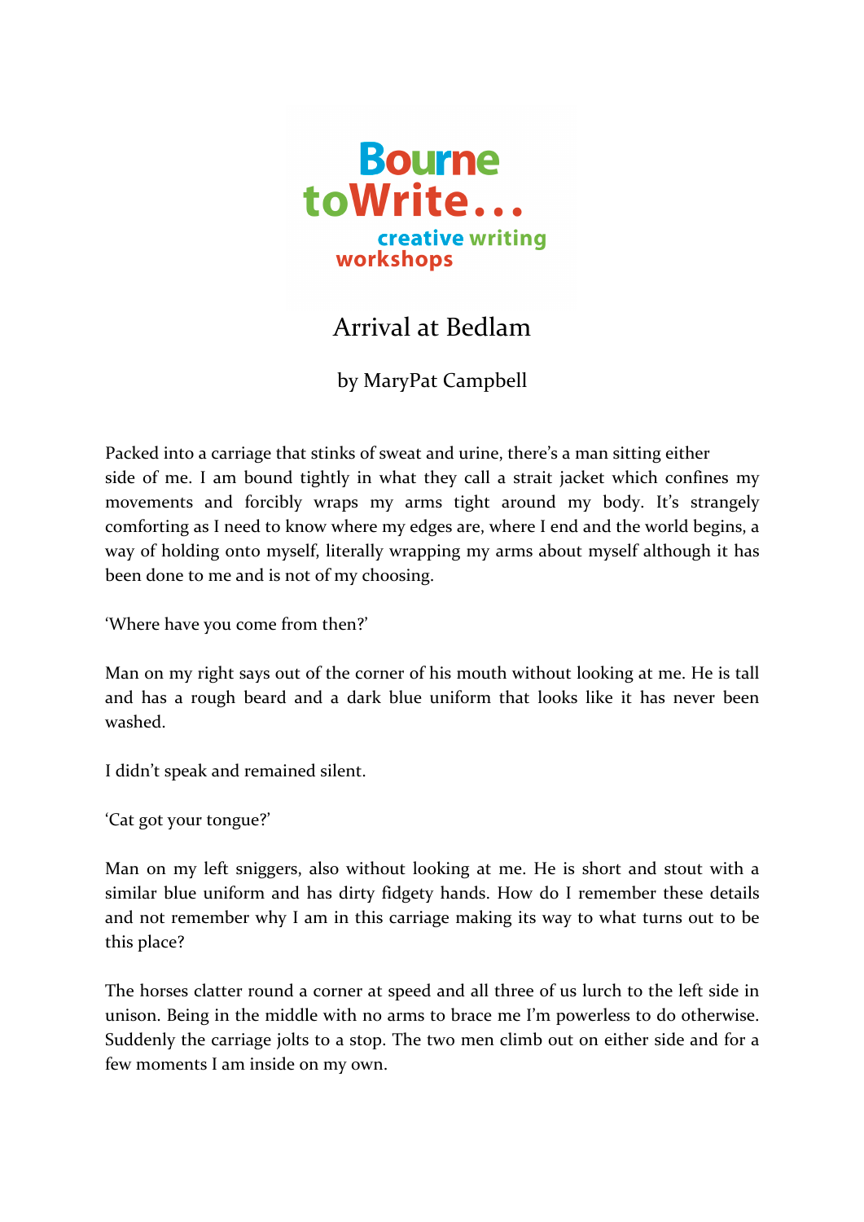Bourne toWrite… creative writing workshops

# Arrival at Bedlam

by MaryPat Campbell

Packed into a carriage that stinks of sweat and urine, there's a man sitting either side of me. I am bound tightly in what they call a strait jacket which confines my movements and forcibly wraps my arms tight around my body. It's strangely comforting as I need to know where my edges are, where I end and the world begins, a way of holding onto myself, literally wrapping my arms about myself although it has been done to me and is not of my choosing.

'Where have you come from then?'

Man on my right says out of the corner of his mouth without looking at me. He is tall and has a rough beard and a dark blue uniform that looks like it has never been washed.

I didn't speak and remained silent.

'Cat got your tongue?'

Man on my left sniggers, also without looking at me. He is short and stout with a similar blue uniform and has dirty fidgety hands. How do I remember these details and not remember why I am in this carriage making its way to what turns out to be this place?

The horses clatter round a corner at speed and all three of us lurch to the left side in unison. Being in the middle with no arms to brace me I'm powerless to do otherwise. Suddenly the carriage jolts to a stop. The two men climb out on either side and for a few moments I am inside on my own.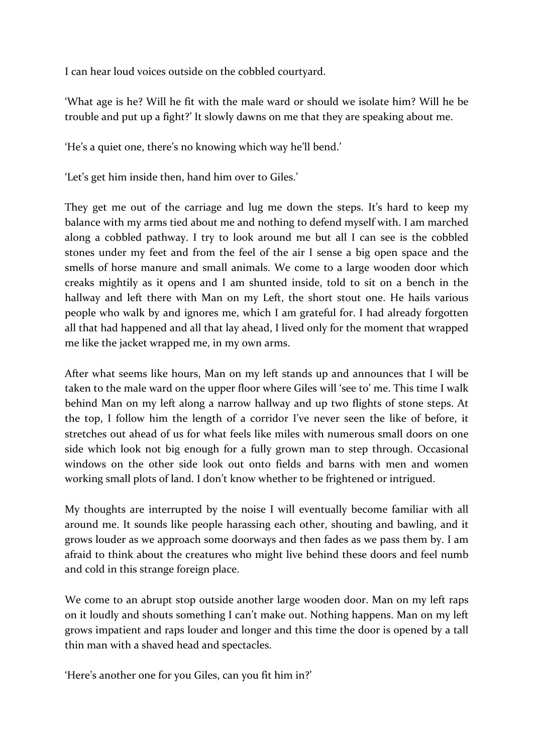I can hear loud voices outside on the cobbled courtyard.

'What age is he? Will he fit with the male ward or should we isolate him? Will he be trouble and put up a fight?' It slowly dawns on me that they are speaking about me.

'He's a quiet one, there's no knowing which way he'll bend.'

'Let's get him inside then, hand him over to Giles.'

They get me out of the carriage and lug me down the steps. It's hard to keep my balance with my arms tied about me and nothing to defend myself with. I am marched along a cobbled pathway. I try to look around me but all I can see is the cobbled stones under my feet and from the feel of the air I sense a big open space and the smells of horse manure and small animals. We come to a large wooden door which creaks mightily as it opens and I am shunted inside, told to sit on a bench in the hallway and left there with Man on my Left, the short stout one. He hails various people who walk by and ignores me, which I am grateful for. I had already forgotten all that had happened and all that lay ahead, I lived only for the moment that wrapped me like the jacket wrapped me, in my own arms.

After what seems like hours, Man on my left stands up and announces that I will be taken to the male ward on the upper floor where Giles will 'see to' me. This time I walk behind Man on my left along a narrow hallway and up two flights of stone steps. At the top, I follow him the length of a corridor I've never seen the like of before, it stretches out ahead of us for what feels like miles with numerous small doors on one side which look not big enough for a fully grown man to step through. Occasional windows on the other side look out onto fields and barns with men and women working small plots of land. I don't know whether to be frightened or intrigued.

My thoughts are interrupted by the noise I will eventually become familiar with all around me. It sounds like people harassing each other, shouting and bawling, and it grows louder as we approach some doorways and then fades as we pass them by. I am afraid to think about the creatures who might live behind these doors and feel numb and cold in this strange foreign place.

We come to an abrupt stop outside another large wooden door. Man on my left raps on it loudly and shouts something I can't make out. Nothing happens. Man on my left grows impatient and raps louder and longer and this time the door is opened by a tall thin man with a shaved head and spectacles.

'Here's another one for you Giles, can you fit him in?'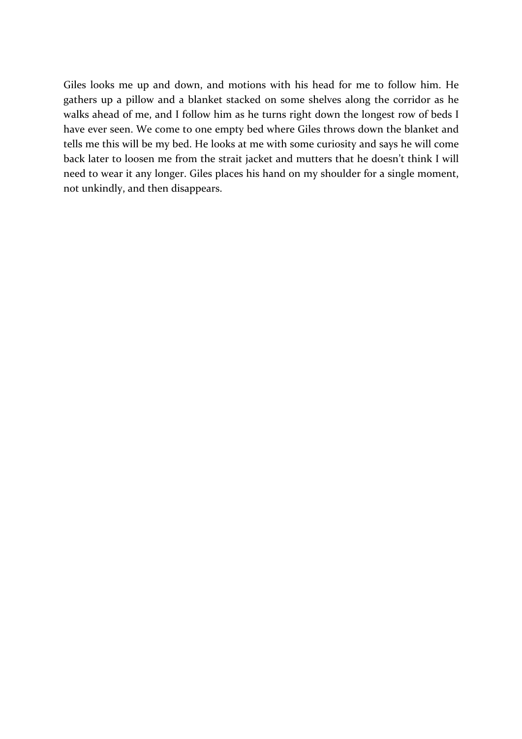Giles looks me up and down, and motions with his head for me to follow him. He gathers up a pillow and a blanket stacked on some shelves along the corridor as he walks ahead of me, and I follow him as he turns right down the longest row of beds I have ever seen. We come to one empty bed where Giles throws down the blanket and tells me this will be my bed. He looks at me with some curiosity and says he will come back later to loosen me from the strait jacket and mutters that he doesn't think I will need to wear it any longer. Giles places his hand on my shoulder for a single moment, not unkindly, and then disappears.